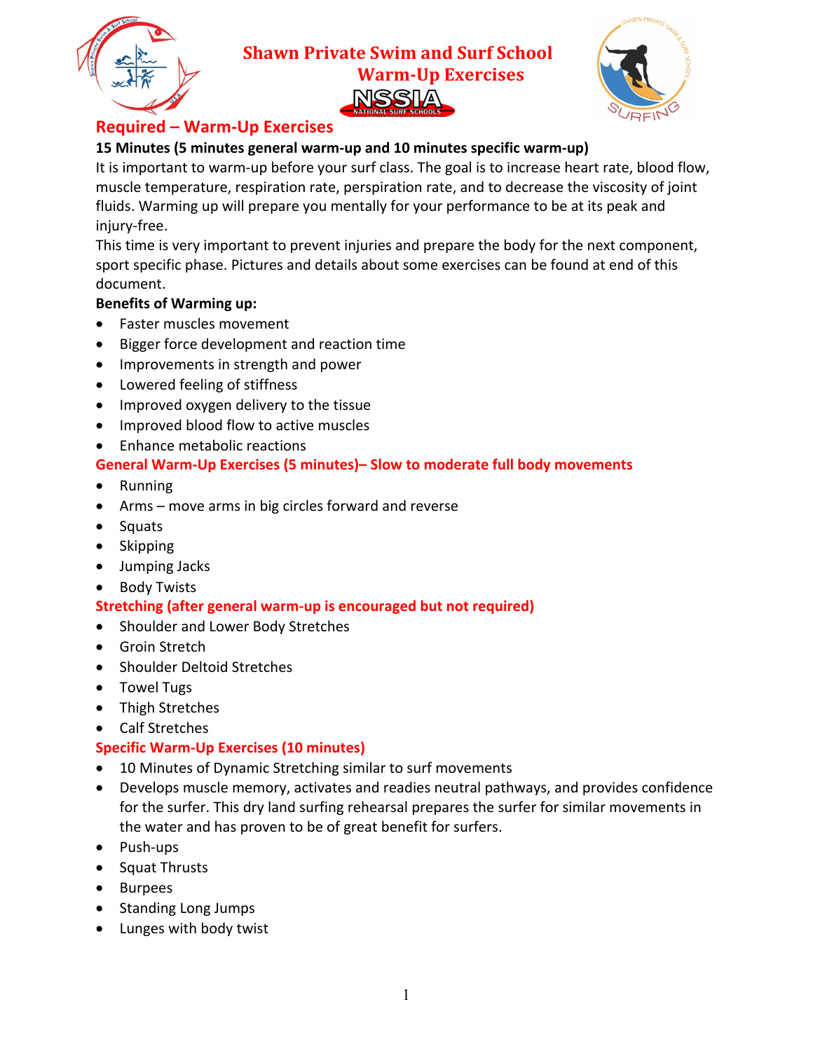# Shawn Private Swim and Surf School
## Warm-Up Exercises

## Required – Warm-Up Exercises

**15 Minutes (5 minutes general warm-up and 10 minutes specific warm-up)**

It is important to warm-up before your surf class. The goal is to increase heart rate, blood flow, muscle temperature, respiration rate, perspiration rate, and to decrease the viscosity of joint fluids. Warming up will prepare you mentally for your performance to be at its peak and injury-free.

This time is very important to prevent injuries and prepare the body for the next component, sport specific phase. Pictures and details about some exercises can be found at end of this document.

**Benefits of Warming up:**

- Faster muscles movement
- Bigger force development and reaction time
- Improvements in strength and power
- Lowered feeling of stiffness
- Improved oxygen delivery to the tissue
- Improved blood flow to active muscles
- Enhance metabolic reactions

## General Warm-Up Exercises (5 minutes)– Slow to moderate full body movements

- Running
- Arms – move arms in big circles forward and reverse
- Squats
- Skipping
- Jumping Jacks
- Body Twists

## Stretching (after general warm-up is encouraged but not required)

- Shoulder and Lower Body Stretches
- Groin Stretch
- Shoulder Deltoid Stretches
- Towel Tugs
- Thigh Stretches
- Calf Stretches

## Specific Warm-Up Exercises (10 minutes)

- 10 Minutes of Dynamic Stretching similar to surf movements
- Develops muscle memory, activates and readies neutral pathways, and provides confidence for the surfer. This dry land surfing rehearsal prepares the surfer for similar movements in the water and has proven to be of great benefit for surfers.
- Push-ups
- Squat Thrusts
- Burpees
- Standing Long Jumps
- Lunges with body twist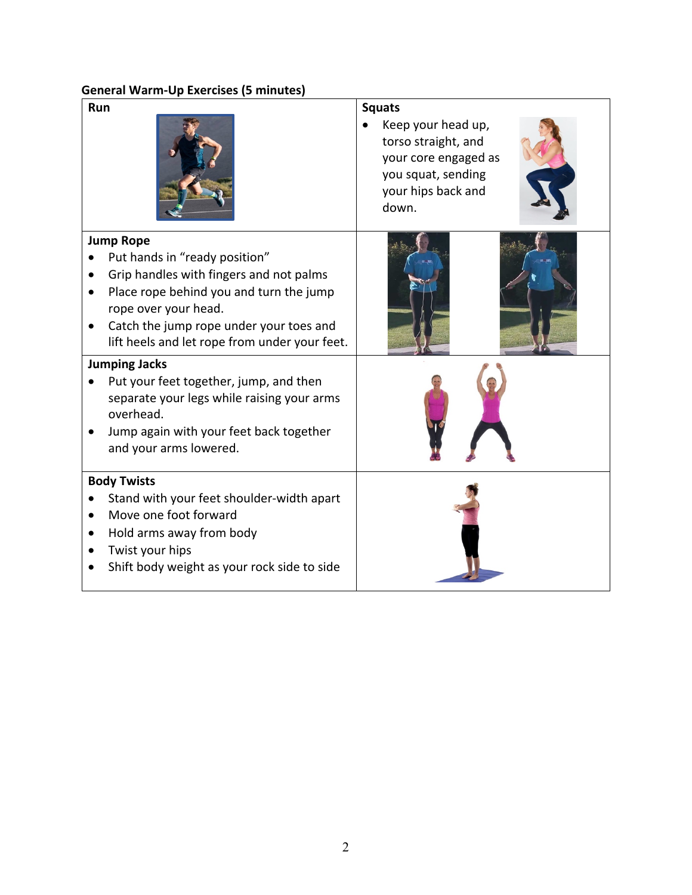**General Warm-Up Exercises (5 minutes)**

| **Run** | **Squats**<br>• Keep your head up, torso straight, and your core engaged as you squat, sending your hips back and down. |
| --- | --- |
| **Jump Rope**<br>• Put hands in "ready position"<br>• Grip handles with fingers and not palms<br>• Place rope behind you and turn the jump rope over your head.<br>• Catch the jump rope under your toes and lift heels and let rope from under your feet. | |
| **Jumping Jacks**<br>• Put your feet together, jump, and then separate your legs while raising your arms overhead.<br>• Jump again with your feet back together and your arms lowered. | |
| **Body Twists**<br>• Stand with your feet shoulder-width apart<br>• Move one foot forward<br>• Hold arms away from body<br>• Twist your hips<br>• Shift body weight as your rock side to side | |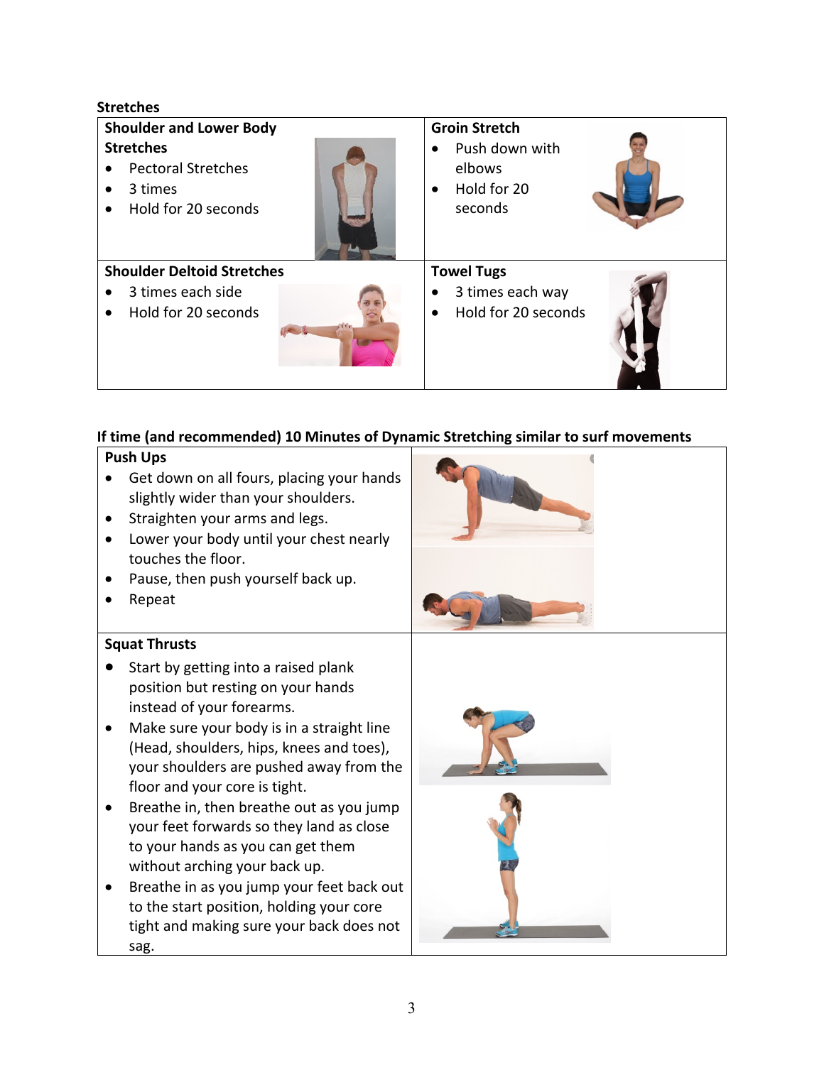**Stretches**

| **Shoulder and Lower Body Stretches**<br>• Pectoral Stretches<br>• 3 times<br>• Hold for 20 seconds | **Groin Stretch**<br>• Push down with elbows<br>• Hold for 20 seconds |
|---|---|
| **Shoulder Deltoid Stretches**<br>• 3 times each side<br>• Hold for 20 seconds | **Towel Tugs**<br>• 3 times each way<br>• Hold for 20 seconds |

**If time (and recommended) 10 Minutes of Dynamic Stretching similar to surf movements**

| **Push Ups**<br>• Get down on all fours, placing your hands slightly wider than your shoulders.<br>• Straighten your arms and legs.<br>• Lower your body until your chest nearly touches the floor.<br>• Pause, then push yourself back up.<br>• Repeat | |
|---|---|
| **Squat Thrusts**<br>• Start by getting into a raised plank position but resting on your hands instead of your forearms.<br>• Make sure your body is in a straight line (Head, shoulders, hips, knees and toes), your shoulders are pushed away from the floor and your core is tight.<br>• Breathe in, then breathe out as you jump your feet forwards so they land as close to your hands as you can get them without arching your back up.<br>• Breathe in as you jump your feet back out to the start position, holding your core tight and making sure your back does not sag. | |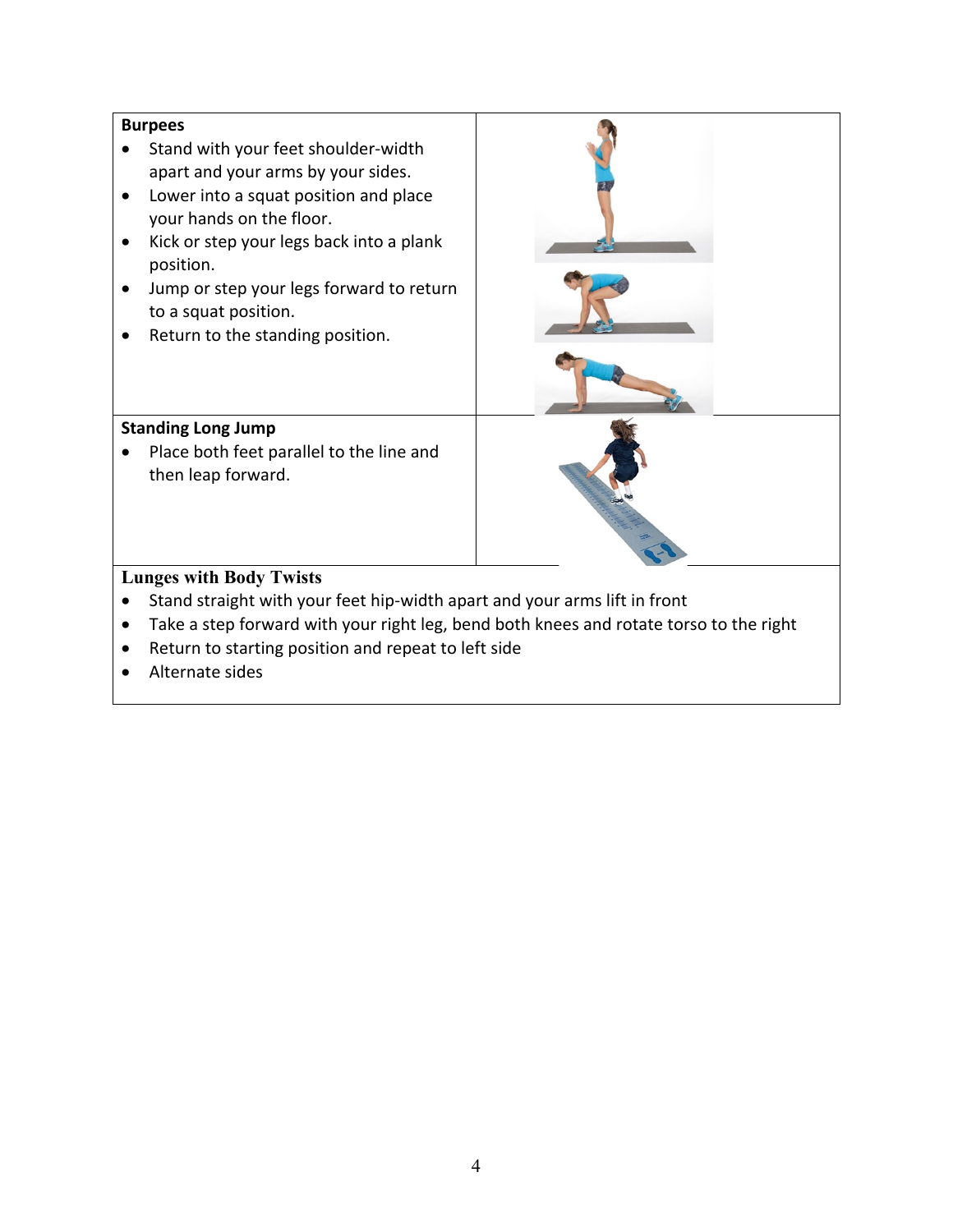**Burpees**

- Stand with your feet shoulder-width apart and your arms by your sides.
- Lower into a squat position and place your hands on the floor.
- Kick or step your legs back into a plank position.
- Jump or step your legs forward to return to a squat position.
- Return to the standing position.

**Standing Long Jump**

- Place both feet parallel to the line and then leap forward.

**Lunges with Body Twists**

- Stand straight with your feet hip-width apart and your arms lift in front
- Take a step forward with your right leg, bend both knees and rotate torso to the right
- Return to starting position and repeat to left side
- Alternate sides